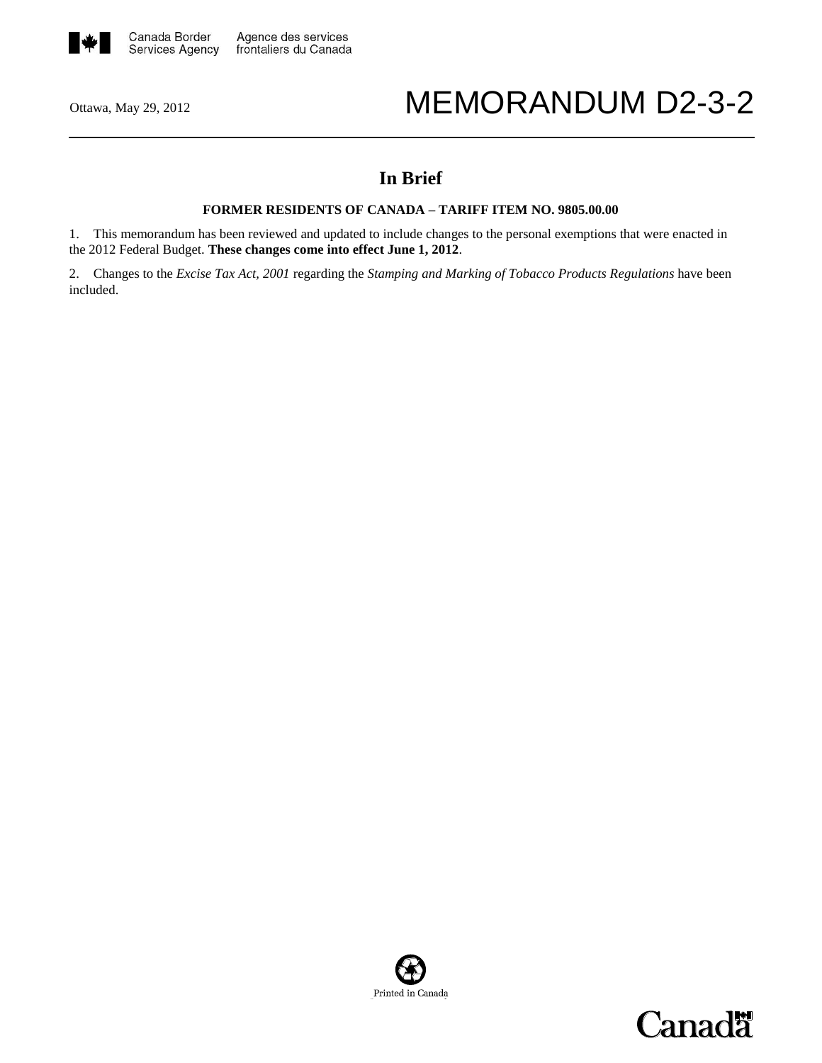Canada Border Services Agency / Agence des services frontaliers du Canada

Ottawa, May 29, 2012

# MEMORANDUM D2-3-2

## In Brief

**FORMER RESIDENTS OF CANADA – TARIFF ITEM NO. 9805.00.00**

1. This memorandum has been reviewed and updated to include changes to the personal exemptions that were enacted in the 2012 Federal Budget. **These changes come into effect June 1, 2012**.

2. Changes to the *Excise Tax Act, 2001* regarding the *Stamping and Marking of Tobacco Products Regulations* have been included.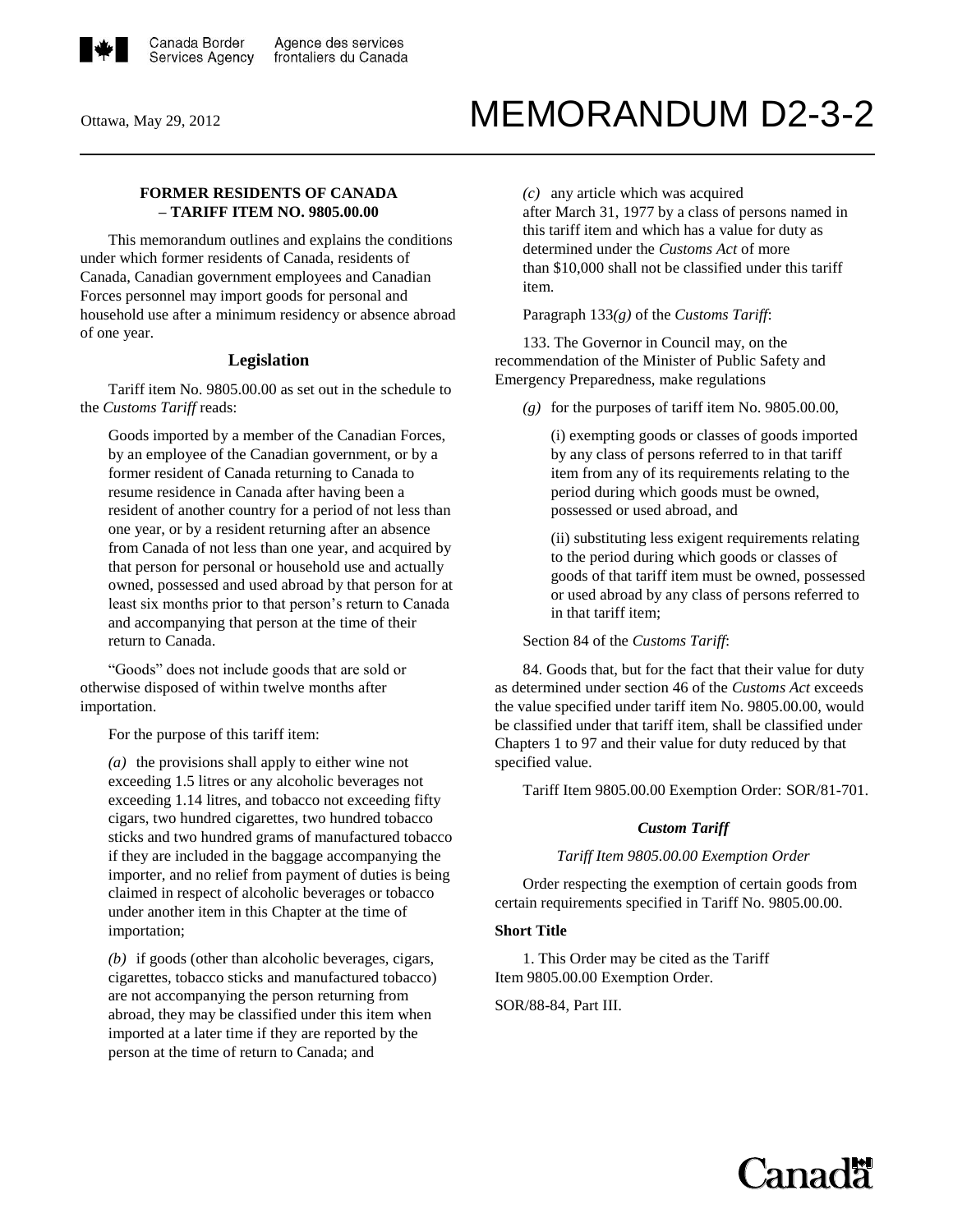# MEMORANDUM D2-3-2

Ottawa, May 29, 2012

## FORMER RESIDENTS OF CANADA – TARIFF ITEM NO. 9805.00.00

This memorandum outlines and explains the conditions under which former residents of Canada, residents of Canada, Canadian government employees and Canadian Forces personnel may import goods for personal and household use after a minimum residency or absence abroad of one year.

## Legislation

Tariff item No. 9805.00.00 as set out in the schedule to the *Customs Tariff* reads:

> Goods imported by a member of the Canadian Forces, by an employee of the Canadian government, or by a former resident of Canada returning to Canada to resume residence in Canada after having been a resident of another country for a period of not less than one year, or by a resident returning after an absence from Canada of not less than one year, and acquired by that person for personal or household use and actually owned, possessed and used abroad by that person for at least six months prior to that person's return to Canada and accompanying that person at the time of their return to Canada.

"Goods" does not include goods that are sold or otherwise disposed of within twelve months after importation.

For the purpose of this tariff item:

> *(a)* the provisions shall apply to either wine not exceeding 1.5 litres or any alcoholic beverages not exceeding 1.14 litres, and tobacco not exceeding fifty cigars, two hundred cigarettes, two hundred tobacco sticks and two hundred grams of manufactured tobacco if they are included in the baggage accompanying the importer, and no relief from payment of duties is being claimed in respect of alcoholic beverages or tobacco under another item in this Chapter at the time of importation;
>
> *(b)* if goods (other than alcoholic beverages, cigars, cigarettes, tobacco sticks and manufactured tobacco) are not accompanying the person returning from abroad, they may be classified under this item when imported at a later time if they are reported by the person at the time of return to Canada; and
>
> *(c)* any article which was acquired after March 31, 1977 by a class of persons named in this tariff item and which has a value for duty as determined under the *Customs Act* of more than $10,000 shall not be classified under this tariff item.

Paragraph 133*(g)* of the *Customs Tariff*:

133. The Governor in Council may, on the recommendation of the Minister of Public Safety and Emergency Preparedness, make regulations

> *(g)* for the purposes of tariff item No. 9805.00.00,
>
> (i) exempting goods or classes of goods imported by any class of persons referred to in that tariff item from any of its requirements relating to the period during which goods must be owned, possessed or used abroad, and
>
> (ii) substituting less exigent requirements relating to the period during which goods or classes of goods of that tariff item must be owned, possessed or used abroad by any class of persons referred to in that tariff item;

Section 84 of the *Customs Tariff*:

84. Goods that, but for the fact that their value for duty as determined under section 46 of the *Customs Act* exceeds the value specified under tariff item No. 9805.00.00, would be classified under that tariff item, shall be classified under Chapters 1 to 97 and their value for duty reduced by that specified value.

Tariff Item 9805.00.00 Exemption Order: SOR/81-701.

### *Custom Tariff*

*Tariff Item 9805.00.00 Exemption Order*

Order respecting the exemption of certain goods from certain requirements specified in Tariff No. 9805.00.00.

**Short Title**

1. This Order may be cited as the Tariff Item 9805.00.00 Exemption Order.

SOR/88-84, Part III.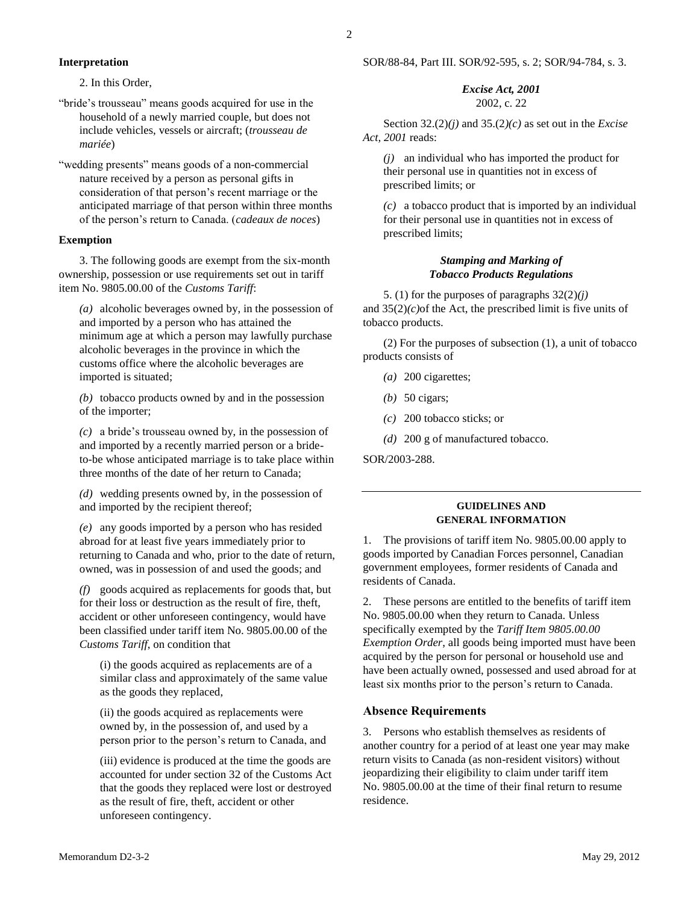## Interpretation

2. In this Order,

"bride's trousseau" means goods acquired for use in the household of a newly married couple, but does not include vehicles, vessels or aircraft; (*trousseau de mariée*)

"wedding presents" means goods of a non-commercial nature received by a person as personal gifts in consideration of that person's recent marriage or the anticipated marriage of that person within three months of the person's return to Canada. (*cadeaux de noces*)

## Exemption

3. The following goods are exempt from the six-month ownership, possession or use requirements set out in tariff item No. 9805.00.00 of the *Customs Tariff*:

*(a)* alcoholic beverages owned by, in the possession of and imported by a person who has attained the minimum age at which a person may lawfully purchase alcoholic beverages in the province in which the customs office where the alcoholic beverages are imported is situated;

*(b)* tobacco products owned by and in the possession of the importer;

*(c)* a bride's trousseau owned by, in the possession of and imported by a recently married person or a bride-to-be whose anticipated marriage is to take place within three months of the date of her return to Canada;

*(d)* wedding presents owned by, in the possession of and imported by the recipient thereof;

*(e)* any goods imported by a person who has resided abroad for at least five years immediately prior to returning to Canada and who, prior to the date of return, owned, was in possession of and used the goods; and

*(f)* goods acquired as replacements for goods that, but for their loss or destruction as the result of fire, theft, accident or other unforeseen contingency, would have been classified under tariff item No. 9805.00.00 of the *Customs Tariff*, on condition that

(i) the goods acquired as replacements are of a similar class and approximately of the same value as the goods they replaced,

(ii) the goods acquired as replacements were owned by, in the possession of, and used by a person prior to the person's return to Canada, and

(iii) evidence is produced at the time the goods are accounted for under section 32 of the Customs Act that the goods they replaced were lost or destroyed as the result of fire, theft, accident or other unforeseen contingency.

SOR/88-84, Part III. SOR/92-595, s. 2; SOR/94-784, s. 3.

### *Excise Act, 2001*
2002, c. 22

Section 32.(2)*(j)* and 35.(2*)(c)* as set out in the *Excise Act, 2001* reads:

*(j)* an individual who has imported the product for their personal use in quantities not in excess of prescribed limits; or

*(c)* a tobacco product that is imported by an individual for their personal use in quantities not in excess of prescribed limits;

### *Stamping and Marking of Tobacco Products Regulations*

5. (1) for the purposes of paragraphs 32(2)*(j)* and 35(2)*(c)*of the Act, the prescribed limit is five units of tobacco products.

(2) For the purposes of subsection (1), a unit of tobacco products consists of

*(a)* 200 cigarettes;

*(b)* 50 cigars;

*(c)* 200 tobacco sticks; or

*(d)* 200 g of manufactured tobacco.

SOR/2003-288.

---

## GUIDELINES AND GENERAL INFORMATION

1. The provisions of tariff item No. 9805.00.00 apply to goods imported by Canadian Forces personnel, Canadian government employees, former residents of Canada and residents of Canada.

2. These persons are entitled to the benefits of tariff item No. 9805.00.00 when they return to Canada. Unless specifically exempted by the *Tariff Item 9805.00.00 Exemption Order*, all goods being imported must have been acquired by the person for personal or household use and have been actually owned, possessed and used abroad for at least six months prior to the person's return to Canada.

### Absence Requirements

3. Persons who establish themselves as residents of another country for a period of at least one year may make return visits to Canada (as non-resident visitors) without jeopardizing their eligibility to claim under tariff item No. 9805.00.00 at the time of their final return to resume residence.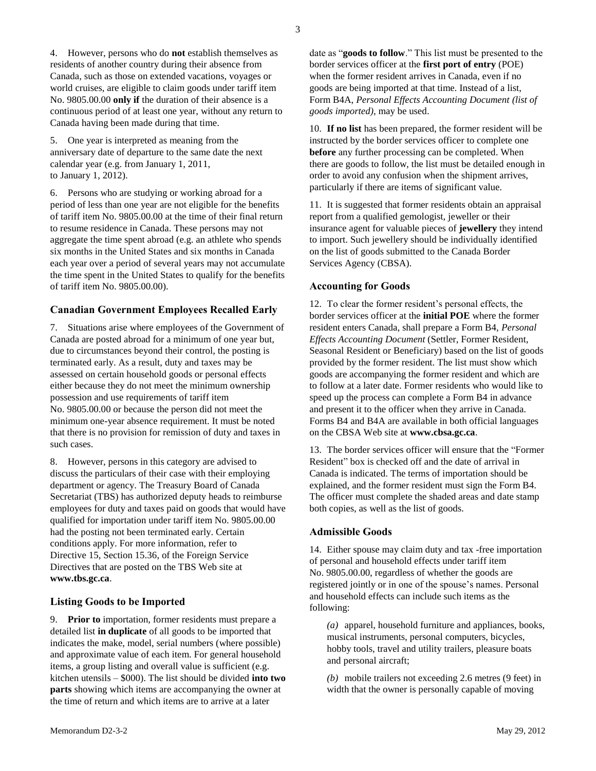4. However, persons who do **not** establish themselves as residents of another country during their absence from Canada, such as those on extended vacations, voyages or world cruises, are eligible to claim goods under tariff item No. 9805.00.00 **only if** the duration of their absence is a continuous period of at least one year, without any return to Canada having been made during that time.

5. One year is interpreted as meaning from the anniversary date of departure to the same date the next calendar year (e.g. from January 1, 2011, to January 1, 2012).

6. Persons who are studying or working abroad for a period of less than one year are not eligible for the benefits of tariff item No. 9805.00.00 at the time of their final return to resume residence in Canada. These persons may not aggregate the time spent abroad (e.g. an athlete who spends six months in the United States and six months in Canada each year over a period of several years may not accumulate the time spent in the United States to qualify for the benefits of tariff item No. 9805.00.00).

### Canadian Government Employees Recalled Early

7. Situations arise where employees of the Government of Canada are posted abroad for a minimum of one year but, due to circumstances beyond their control, the posting is terminated early. As a result, duty and taxes may be assessed on certain household goods or personal effects either because they do not meet the minimum ownership possession and use requirements of tariff item No. 9805.00.00 or because the person did not meet the minimum one-year absence requirement. It must be noted that there is no provision for remission of duty and taxes in such cases.

8. However, persons in this category are advised to discuss the particulars of their case with their employing department or agency. The Treasury Board of Canada Secretariat (TBS) has authorized deputy heads to reimburse employees for duty and taxes paid on goods that would have qualified for importation under tariff item No. 9805.00.00 had the posting not been terminated early. Certain conditions apply. For more information, refer to Directive 15, Section 15.36, of the Foreign Service Directives that are posted on the TBS Web site at **www.tbs.gc.ca**.

### Listing Goods to be Imported

9. **Prior to** importation, former residents must prepare a detailed list **in duplicate** of all goods to be imported that indicates the make, model, serial numbers (where possible) and approximate value of each item. For general household items, a group listing and overall value is sufficient (e.g. kitchen utensils – $000). The list should be divided **into two parts** showing which items are accompanying the owner at the time of return and which items are to arrive at a later date as "**goods to follow**." This list must be presented to the border services officer at the **first port of entry** (POE) when the former resident arrives in Canada, even if no goods are being imported at that time. Instead of a list, Form B4A, *Personal Effects Accounting Document (list of goods imported)*, may be used.

10. **If no list** has been prepared, the former resident will be instructed by the border services officer to complete one **before** any further processing can be completed. When there are goods to follow, the list must be detailed enough in order to avoid any confusion when the shipment arrives, particularly if there are items of significant value.

11. It is suggested that former residents obtain an appraisal report from a qualified gemologist, jeweller or their insurance agent for valuable pieces of **jewellery** they intend to import. Such jewellery should be individually identified on the list of goods submitted to the Canada Border Services Agency (CBSA).

### Accounting for Goods

12. To clear the former resident's personal effects, the border services officer at the **initial POE** where the former resident enters Canada, shall prepare a Form B4, *Personal Effects Accounting Document* (Settler, Former Resident, Seasonal Resident or Beneficiary) based on the list of goods provided by the former resident. The list must show which goods are accompanying the former resident and which are to follow at a later date. Former residents who would like to speed up the process can complete a Form B4 in advance and present it to the officer when they arrive in Canada. Forms B4 and B4A are available in both official languages on the CBSA Web site at **www.cbsa.gc.ca**.

13. The border services officer will ensure that the "Former Resident" box is checked off and the date of arrival in Canada is indicated. The terms of importation should be explained, and the former resident must sign the Form B4. The officer must complete the shaded areas and date stamp both copies, as well as the list of goods.

### Admissible Goods

14. Either spouse may claim duty and tax -free importation of personal and household effects under tariff item No. 9805.00.00, regardless of whether the goods are registered jointly or in one of the spouse's names. Personal and household effects can include such items as the following:

*(a)* apparel, household furniture and appliances, books, musical instruments, personal computers, bicycles, hobby tools, travel and utility trailers, pleasure boats and personal aircraft;

*(b)* mobile trailers not exceeding 2.6 metres (9 feet) in width that the owner is personally capable of moving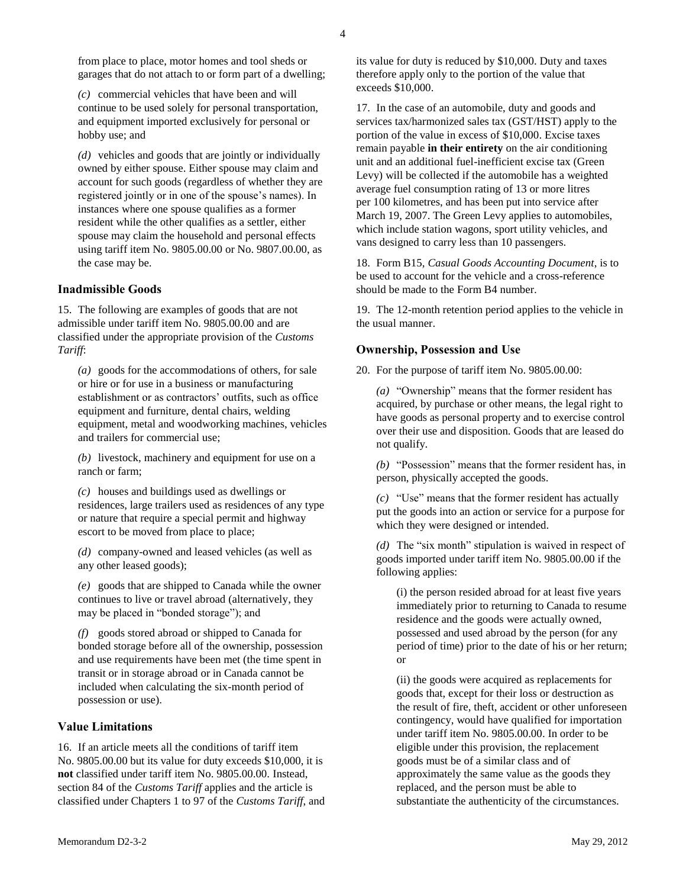from place to place, motor homes and tool sheds or garages that do not attach to or form part of a dwelling;

*(c)* commercial vehicles that have been and will continue to be used solely for personal transportation, and equipment imported exclusively for personal or hobby use; and

*(d)* vehicles and goods that are jointly or individually owned by either spouse. Either spouse may claim and account for such goods (regardless of whether they are registered jointly or in one of the spouse's names). In instances where one spouse qualifies as a former resident while the other qualifies as a settler, either spouse may claim the household and personal effects using tariff item No. 9805.00.00 or No. 9807.00.00, as the case may be.

### Inadmissible Goods

15. The following are examples of goods that are not admissible under tariff item No. 9805.00.00 and are classified under the appropriate provision of the *Customs Tariff*:

*(a)* goods for the accommodations of others, for sale or hire or for use in a business or manufacturing establishment or as contractors' outfits, such as office equipment and furniture, dental chairs, welding equipment, metal and woodworking machines, vehicles and trailers for commercial use;

*(b)* livestock, machinery and equipment for use on a ranch or farm;

*(c)* houses and buildings used as dwellings or residences, large trailers used as residences of any type or nature that require a special permit and highway escort to be moved from place to place;

*(d)* company-owned and leased vehicles (as well as any other leased goods);

*(e)* goods that are shipped to Canada while the owner continues to live or travel abroad (alternatively, they may be placed in "bonded storage"); and

*(f)* goods stored abroad or shipped to Canada for bonded storage before all of the ownership, possession and use requirements have been met (the time spent in transit or in storage abroad or in Canada cannot be included when calculating the six-month period of possession or use).

### Value Limitations

16. If an article meets all the conditions of tariff item No. 9805.00.00 but its value for duty exceeds $10,000, it is **not** classified under tariff item No. 9805.00.00. Instead, section 84 of the *Customs Tariff* applies and the article is classified under Chapters 1 to 97 of the *Customs Tariff*, and its value for duty is reduced by $10,000. Duty and taxes therefore apply only to the portion of the value that exceeds $10,000.

17. In the case of an automobile, duty and goods and services tax/harmonized sales tax (GST/HST) apply to the portion of the value in excess of $10,000. Excise taxes remain payable **in their entirety** on the air conditioning unit and an additional fuel-inefficient excise tax (Green Levy) will be collected if the automobile has a weighted average fuel consumption rating of 13 or more litres per 100 kilometres, and has been put into service after March 19, 2007. The Green Levy applies to automobiles, which include station wagons, sport utility vehicles, and vans designed to carry less than 10 passengers.

18. Form B15, *Casual Goods Accounting Document*, is to be used to account for the vehicle and a cross-reference should be made to the Form B4 number.

19. The 12-month retention period applies to the vehicle in the usual manner.

### Ownership, Possession and Use

20. For the purpose of tariff item No. 9805.00.00:

*(a)* "Ownership" means that the former resident has acquired, by purchase or other means, the legal right to have goods as personal property and to exercise control over their use and disposition. Goods that are leased do not qualify.

*(b)* "Possession" means that the former resident has, in person, physically accepted the goods.

*(c)* "Use" means that the former resident has actually put the goods into an action or service for a purpose for which they were designed or intended.

*(d)* The "six month" stipulation is waived in respect of goods imported under tariff item No. 9805.00.00 if the following applies:

(i) the person resided abroad for at least five years immediately prior to returning to Canada to resume residence and the goods were actually owned, possessed and used abroad by the person (for any period of time) prior to the date of his or her return; or

(ii) the goods were acquired as replacements for goods that, except for their loss or destruction as the result of fire, theft, accident or other unforeseen contingency, would have qualified for importation under tariff item No. 9805.00.00. In order to be eligible under this provision, the replacement goods must be of a similar class and of approximately the same value as the goods they replaced, and the person must be able to substantiate the authenticity of the circumstances.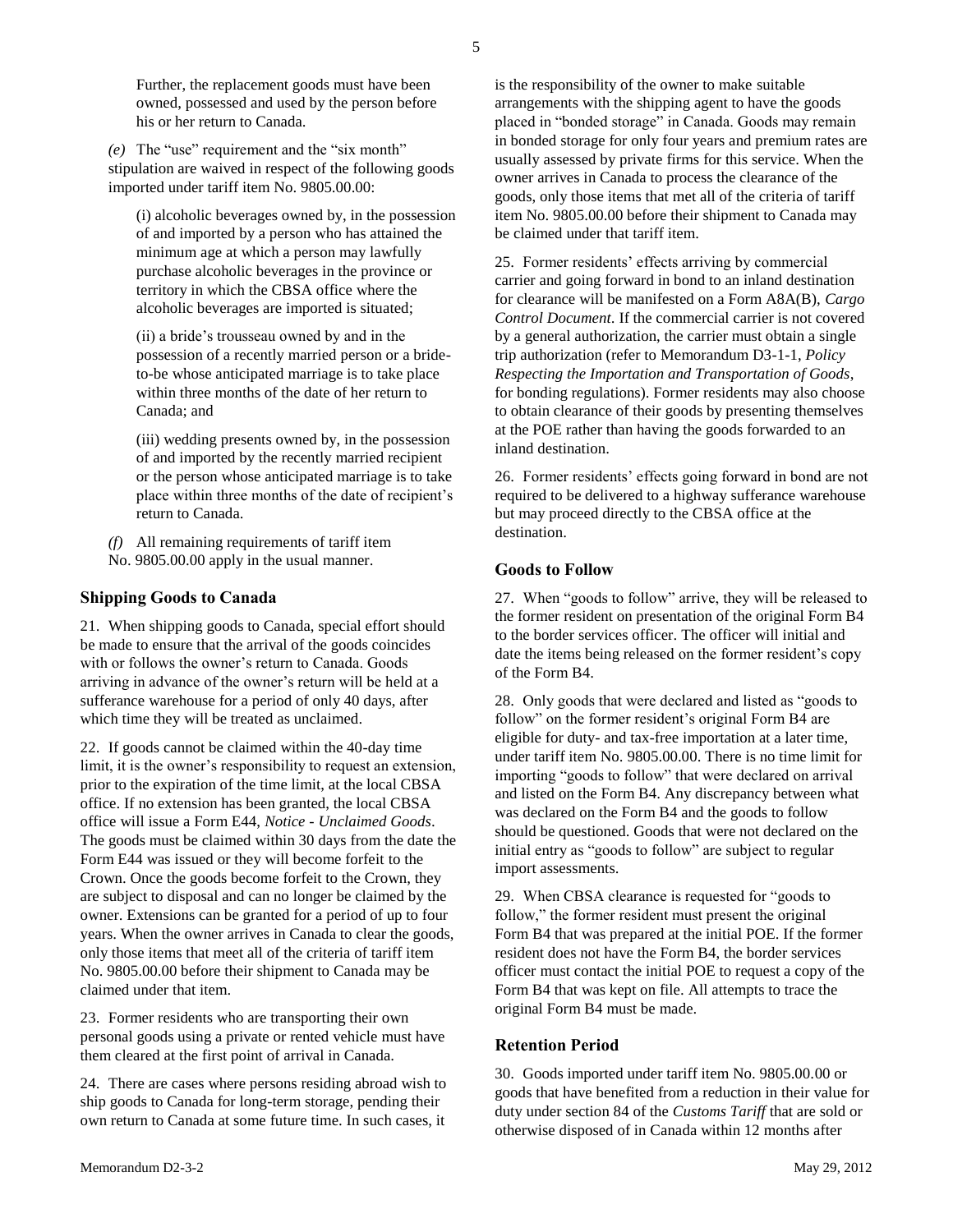Further, the replacement goods must have been owned, possessed and used by the person before his or her return to Canada.

*(e)* The "use" requirement and the "six month" stipulation are waived in respect of the following goods imported under tariff item No. 9805.00.00:

(i) alcoholic beverages owned by, in the possession of and imported by a person who has attained the minimum age at which a person may lawfully purchase alcoholic beverages in the province or territory in which the CBSA office where the alcoholic beverages are imported is situated;

(ii) a bride's trousseau owned by and in the possession of a recently married person or a bride-to-be whose anticipated marriage is to take place within three months of the date of her return to Canada; and

(iii) wedding presents owned by, in the possession of and imported by the recently married recipient or the person whose anticipated marriage is to take place within three months of the date of recipient's return to Canada.

*(f)* All remaining requirements of tariff item No. 9805.00.00 apply in the usual manner.

### Shipping Goods to Canada

21. When shipping goods to Canada, special effort should be made to ensure that the arrival of the goods coincides with or follows the owner's return to Canada. Goods arriving in advance of the owner's return will be held at a sufferance warehouse for a period of only 40 days, after which time they will be treated as unclaimed.

22. If goods cannot be claimed within the 40-day time limit, it is the owner's responsibility to request an extension, prior to the expiration of the time limit, at the local CBSA office. If no extension has been granted, the local CBSA office will issue a Form E44, *Notice - Unclaimed Goods*. The goods must be claimed within 30 days from the date the Form E44 was issued or they will become forfeit to the Crown. Once the goods become forfeit to the Crown, they are subject to disposal and can no longer be claimed by the owner. Extensions can be granted for a period of up to four years. When the owner arrives in Canada to clear the goods, only those items that meet all of the criteria of tariff item No. 9805.00.00 before their shipment to Canada may be claimed under that item.

23. Former residents who are transporting their own personal goods using a private or rented vehicle must have them cleared at the first point of arrival in Canada.

24. There are cases where persons residing abroad wish to ship goods to Canada for long-term storage, pending their own return to Canada at some future time. In such cases, it is the responsibility of the owner to make suitable arrangements with the shipping agent to have the goods placed in "bonded storage" in Canada. Goods may remain in bonded storage for only four years and premium rates are usually assessed by private firms for this service. When the owner arrives in Canada to process the clearance of the goods, only those items that met all of the criteria of tariff item No. 9805.00.00 before their shipment to Canada may be claimed under that tariff item.

25. Former residents' effects arriving by commercial carrier and going forward in bond to an inland destination for clearance will be manifested on a Form A8A(B), *Cargo Control Document*. If the commercial carrier is not covered by a general authorization, the carrier must obtain a single trip authorization (refer to Memorandum D3-1-1, *Policy Respecting the Importation and Transportation of Goods*, for bonding regulations). Former residents may also choose to obtain clearance of their goods by presenting themselves at the POE rather than having the goods forwarded to an inland destination.

26. Former residents' effects going forward in bond are not required to be delivered to a highway sufferance warehouse but may proceed directly to the CBSA office at the destination.

### Goods to Follow

27. When "goods to follow" arrive, they will be released to the former resident on presentation of the original Form B4 to the border services officer. The officer will initial and date the items being released on the former resident's copy of the Form B4.

28. Only goods that were declared and listed as "goods to follow" on the former resident's original Form B4 are eligible for duty- and tax-free importation at a later time, under tariff item No. 9805.00.00. There is no time limit for importing "goods to follow" that were declared on arrival and listed on the Form B4. Any discrepancy between what was declared on the Form B4 and the goods to follow should be questioned. Goods that were not declared on the initial entry as "goods to follow" are subject to regular import assessments.

29. When CBSA clearance is requested for "goods to follow," the former resident must present the original Form B4 that was prepared at the initial POE. If the former resident does not have the Form B4, the border services officer must contact the initial POE to request a copy of the Form B4 that was kept on file. All attempts to trace the original Form B4 must be made.

### Retention Period

30. Goods imported under tariff item No. 9805.00.00 or goods that have benefited from a reduction in their value for duty under section 84 of the *Customs Tariff* that are sold or otherwise disposed of in Canada within 12 months after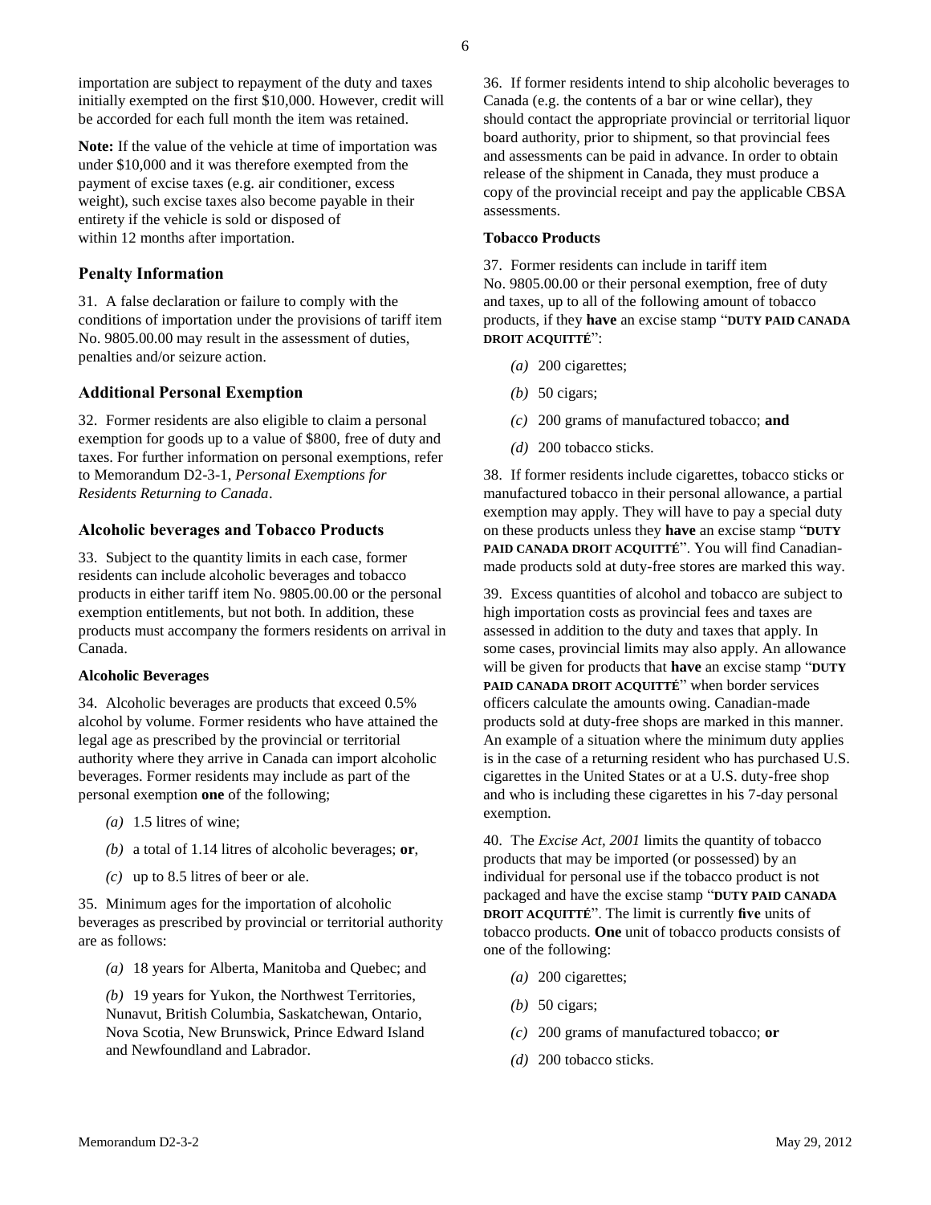importation are subject to repayment of the duty and taxes initially exempted on the first $10,000. However, credit will be accorded for each full month the item was retained.

**Note:** If the value of the vehicle at time of importation was under $10,000 and it was therefore exempted from the payment of excise taxes (e.g. air conditioner, excess weight), such excise taxes also become payable in their entirety if the vehicle is sold or disposed of within 12 months after importation.

## Penalty Information

31. A false declaration or failure to comply with the conditions of importation under the provisions of tariff item No. 9805.00.00 may result in the assessment of duties, penalties and/or seizure action.

## Additional Personal Exemption

32. Former residents are also eligible to claim a personal exemption for goods up to a value of $800, free of duty and taxes. For further information on personal exemptions, refer to Memorandum D2-3-1, *Personal Exemptions for Residents Returning to Canada*.

## Alcoholic beverages and Tobacco Products

33. Subject to the quantity limits in each case, former residents can include alcoholic beverages and tobacco products in either tariff item No. 9805.00.00 or the personal exemption entitlements, but not both. In addition, these products must accompany the formers residents on arrival in Canada.

### Alcoholic Beverages

34. Alcoholic beverages are products that exceed 0.5% alcohol by volume. Former residents who have attained the legal age as prescribed by the provincial or territorial authority where they arrive in Canada can import alcoholic beverages. Former residents may include as part of the personal exemption **one** of the following;

- *(a)* 1.5 litres of wine;
- *(b)* a total of 1.14 litres of alcoholic beverages; **or**,
- *(c)* up to 8.5 litres of beer or ale.

35. Minimum ages for the importation of alcoholic beverages as prescribed by provincial or territorial authority are as follows:

- *(a)* 18 years for Alberta, Manitoba and Quebec; and
- *(b)* 19 years for Yukon, the Northwest Territories, Nunavut, British Columbia, Saskatchewan, Ontario, Nova Scotia, New Brunswick, Prince Edward Island and Newfoundland and Labrador.

36. If former residents intend to ship alcoholic beverages to Canada (e.g. the contents of a bar or wine cellar), they should contact the appropriate provincial or territorial liquor board authority, prior to shipment, so that provincial fees and assessments can be paid in advance. In order to obtain release of the shipment in Canada, they must produce a copy of the provincial receipt and pay the applicable CBSA assessments.

### Tobacco Products

37. Former residents can include in tariff item No. 9805.00.00 or their personal exemption, free of duty and taxes, up to all of the following amount of tobacco products, if they **have** an excise stamp "**DUTY PAID CANADA DROIT ACQUITTÉ**":

- *(a)* 200 cigarettes;
- *(b)* 50 cigars;
- *(c)* 200 grams of manufactured tobacco; **and**
- *(d)* 200 tobacco sticks.

38. If former residents include cigarettes, tobacco sticks or manufactured tobacco in their personal allowance, a partial exemption may apply. They will have to pay a special duty on these products unless they **have** an excise stamp "**DUTY PAID CANADA DROIT ACQUITTÉ**". You will find Canadian-made products sold at duty-free stores are marked this way.

39. Excess quantities of alcohol and tobacco are subject to high importation costs as provincial fees and taxes are assessed in addition to the duty and taxes that apply. In some cases, provincial limits may also apply. An allowance will be given for products that **have** an excise stamp "**DUTY PAID CANADA DROIT ACQUITTÉ**" when border services officers calculate the amounts owing. Canadian-made products sold at duty-free shops are marked in this manner. An example of a situation where the minimum duty applies is in the case of a returning resident who has purchased U.S. cigarettes in the United States or at a U.S. duty-free shop and who is including these cigarettes in his 7-day personal exemption.

40. The *Excise Act, 2001* limits the quantity of tobacco products that may be imported (or possessed) by an individual for personal use if the tobacco product is not packaged and have the excise stamp "**DUTY PAID CANADA DROIT ACQUITTÉ**". The limit is currently **five** units of tobacco products. **One** unit of tobacco products consists of one of the following:

- *(a)* 200 cigarettes;
- *(b)* 50 cigars;
- *(c)* 200 grams of manufactured tobacco; **or**
- *(d)* 200 tobacco sticks.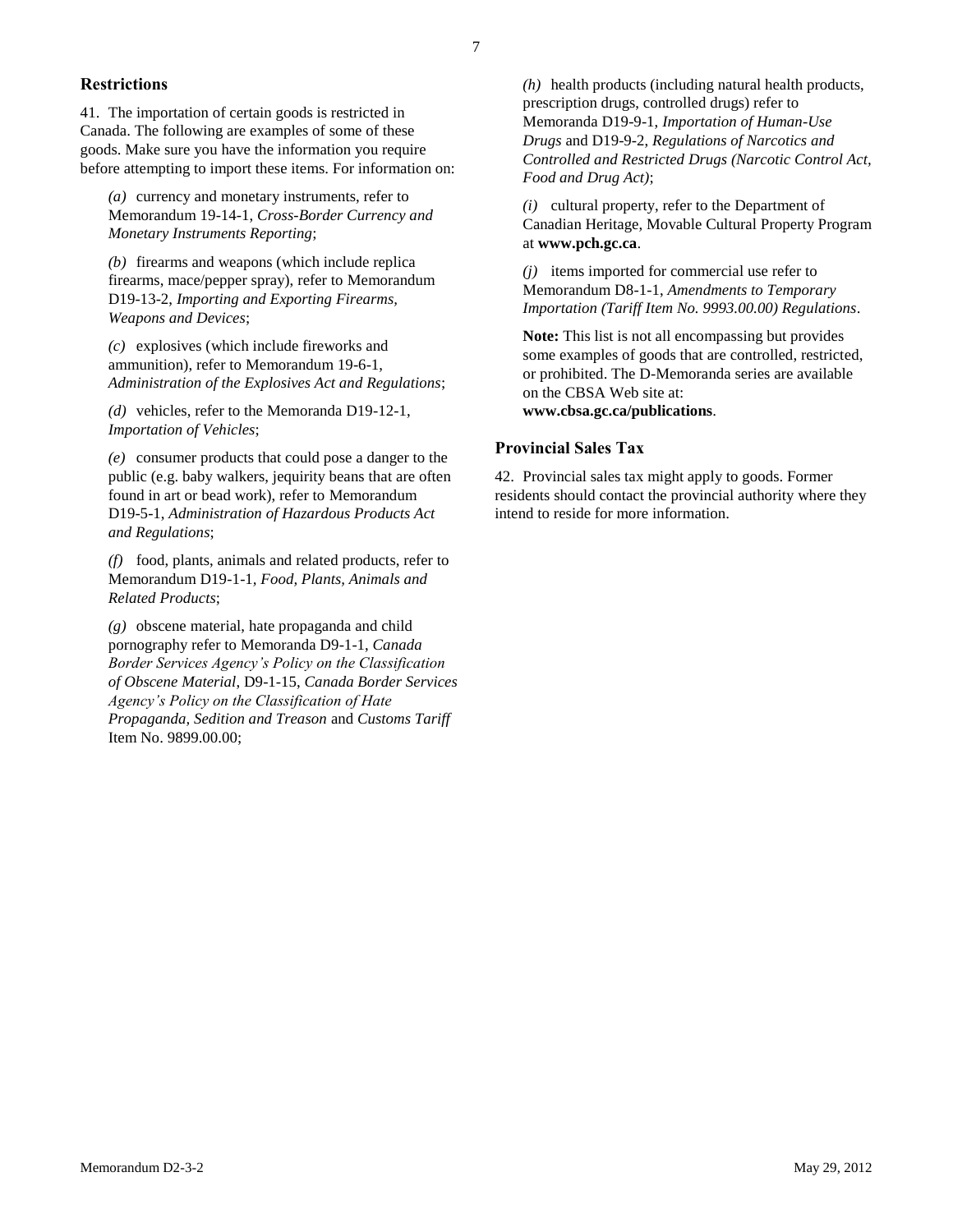## Restrictions

41. The importation of certain goods is restricted in Canada. The following are examples of some of these goods. Make sure you have the information you require before attempting to import these items. For information on:

*(a)* currency and monetary instruments, refer to Memorandum 19-14-1, *Cross-Border Currency and Monetary Instruments Reporting*;

*(b)* firearms and weapons (which include replica firearms, mace/pepper spray), refer to Memorandum D19-13-2, *Importing and Exporting Firearms, Weapons and Devices*;

*(c)* explosives (which include fireworks and ammunition), refer to Memorandum 19-6-1, *Administration of the Explosives Act and Regulations*;

*(d)* vehicles, refer to the Memoranda D19-12-1, *Importation of Vehicles*;

*(e)* consumer products that could pose a danger to the public (e.g. baby walkers, jequirity beans that are often found in art or bead work), refer to Memorandum D19-5-1, *Administration of Hazardous Products Act and Regulations*;

*(f)* food, plants, animals and related products, refer to Memorandum D19-1-1, *Food, Plants, Animals and Related Products*;

*(g)* obscene material, hate propaganda and child pornography refer to Memoranda D9-1-1, *Canada Border Services Agency's Policy on the Classification of Obscene Material*, D9-1-15, *Canada Border Services Agency's Policy on the Classification of Hate Propaganda, Sedition and Treason* and *Customs Tariff* Item No. 9899.00.00;

*(h)* health products (including natural health products, prescription drugs, controlled drugs) refer to Memoranda D19-9-1, *Importation of Human-Use Drugs* and D19-9-2, *Regulations of Narcotics and Controlled and Restricted Drugs (Narcotic Control Act, Food and Drug Act)*;

*(i)* cultural property, refer to the Department of Canadian Heritage, Movable Cultural Property Program at **www.pch.gc.ca**.

*(j)* items imported for commercial use refer to Memorandum D8-1-1, *Amendments to Temporary Importation (Tariff Item No. 9993.00.00) Regulations*.

**Note:** This list is not all encompassing but provides some examples of goods that are controlled, restricted, or prohibited. The D-Memoranda series are available on the CBSA Web site at: **www.cbsa.gc.ca/publications**.

## Provincial Sales Tax

42. Provincial sales tax might apply to goods. Former residents should contact the provincial authority where they intend to reside for more information.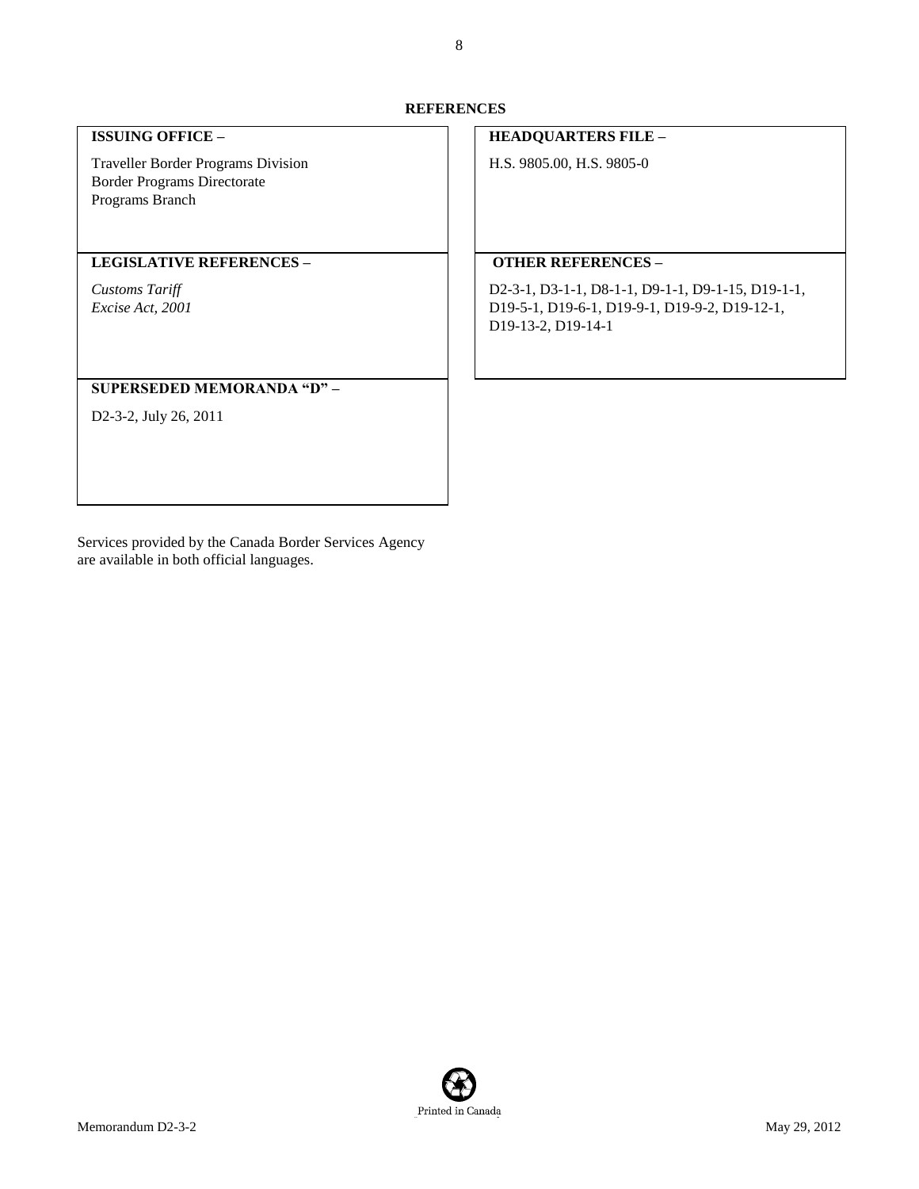**REFERENCES**

**ISSUING OFFICE –**

Traveller Border Programs Division
Border Programs Directorate
Programs Branch

**HEADQUARTERS FILE –**

H.S. 9805.00, H.S. 9805-0

**LEGISLATIVE REFERENCES –**

*Customs Tariff*
*Excise Act, 2001*

**OTHER REFERENCES –**

D2-3-1, D3-1-1, D8-1-1, D9-1-1, D9-1-15, D19-1-1, D19-5-1, D19-6-1, D19-9-1, D19-9-2, D19-12-1, D19-13-2, D19-14-1

**SUPERSEDED MEMORANDA "D" –**

D2-3-2, July 26, 2011

Services provided by the Canada Border Services Agency are available in both official languages.

Printed in Canada